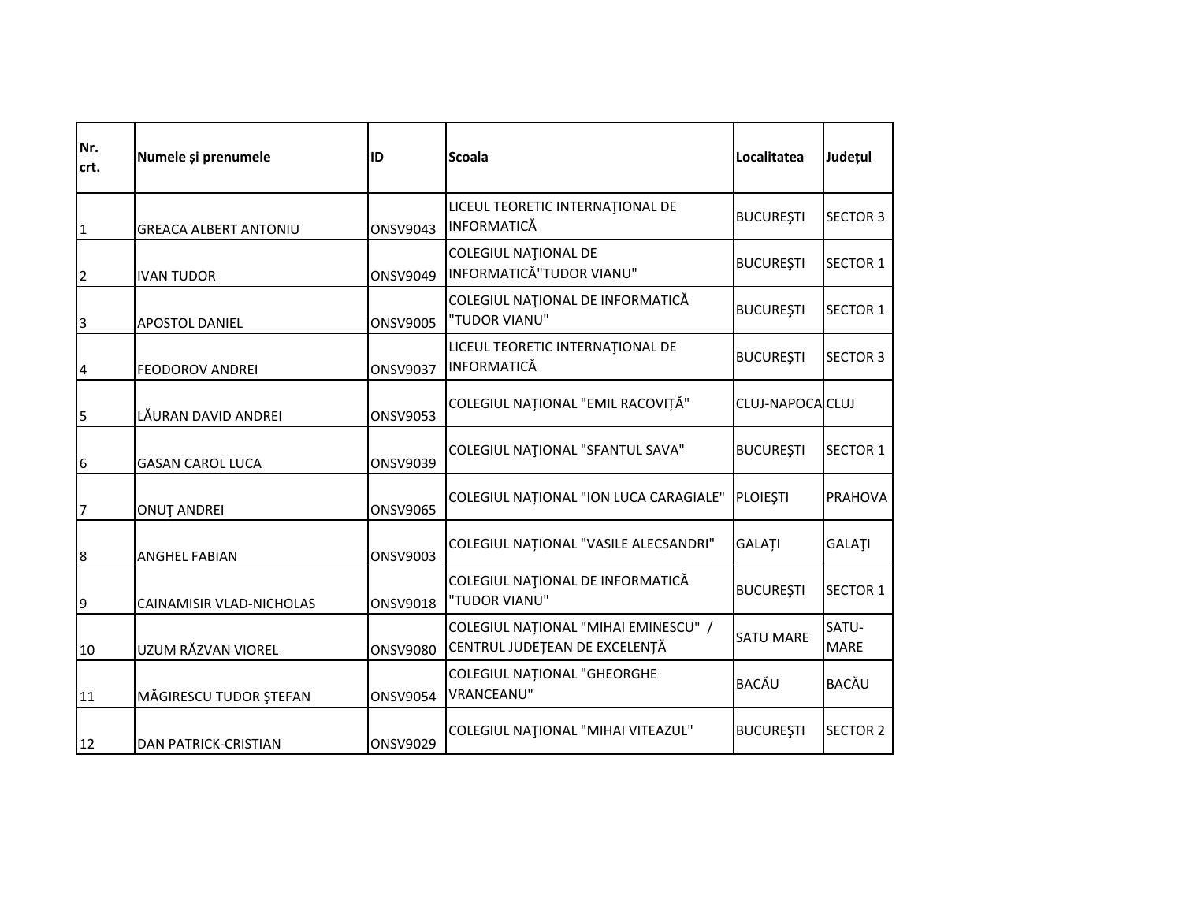| Nr. crt. | Numele și prenumele | ID | Scoala | Localitatea | Județul |
| --- | --- | --- | --- | --- | --- |
| 1 | GREACA ALBERT ANTONIU | ONSV9043 | LICEUL TEORETIC INTERNAŢIONAL DE INFORMATICĂ | BUCUREŞTI | SECTOR 3 |
| 2 | IVAN TUDOR | ONSV9049 | COLEGIUL NAŢIONAL DE INFORMATICĂ"TUDOR VIANU" | BUCUREŞTI | SECTOR 1 |
| 3 | APOSTOL DANIEL | ONSV9005 | COLEGIUL NAȚIONAL DE INFORMATICĂ "TUDOR VIANU" | BUCUREŞTI | SECTOR 1 |
| 4 | FEODOROV ANDREI | ONSV9037 | LICEUL TEORETIC INTERNAŢIONAL DE INFORMATICĂ | BUCUREŞTI | SECTOR 3 |
| 5 | LĂURAN DAVID ANDREI | ONSV9053 | COLEGIUL NAȚIONAL "EMIL RACOVIȚĂ" | CLUJ-NAPOCA | CLUJ |
| 6 | GASAN CAROL LUCA | ONSV9039 | COLEGIUL NAŢIONAL "SFANTUL SAVA" | BUCUREŞTI | SECTOR 1 |
| 7 | ONUŢ ANDREI | ONSV9065 | COLEGIUL NAȚIONAL "ION LUCA CARAGIALE" | PLOIEŞTI | PRAHOVA |
| 8 | ANGHEL FABIAN | ONSV9003 | COLEGIUL NAȚIONAL "VASILE ALECSANDRI" | GALAȚI | GALAŢI |
| 9 | CAINAMISIR VLAD-NICHOLAS | ONSV9018 | COLEGIUL NAŢIONAL DE INFORMATICĂ "TUDOR VIANU" | BUCUREŞTI | SECTOR 1 |
| 10 | UZUM RĂZVAN VIOREL | ONSV9080 | COLEGIUL NAȚIONAL "MIHAI EMINESCU" / CENTRUL JUDEȚEAN DE EXCELENȚĂ | SATU MARE | SATU-MARE |
| 11 | MĂGIRESCU TUDOR ŞTEFAN | ONSV9054 | COLEGIUL NAȚIONAL "GHEORGHE VRANCEANU" | BACĂU | BACĂU |
| 12 | DAN PATRICK-CRISTIAN | ONSV9029 | COLEGIUL NAŢIONAL "MIHAI VITEAZUL" | BUCUREŞTI | SECTOR 2 |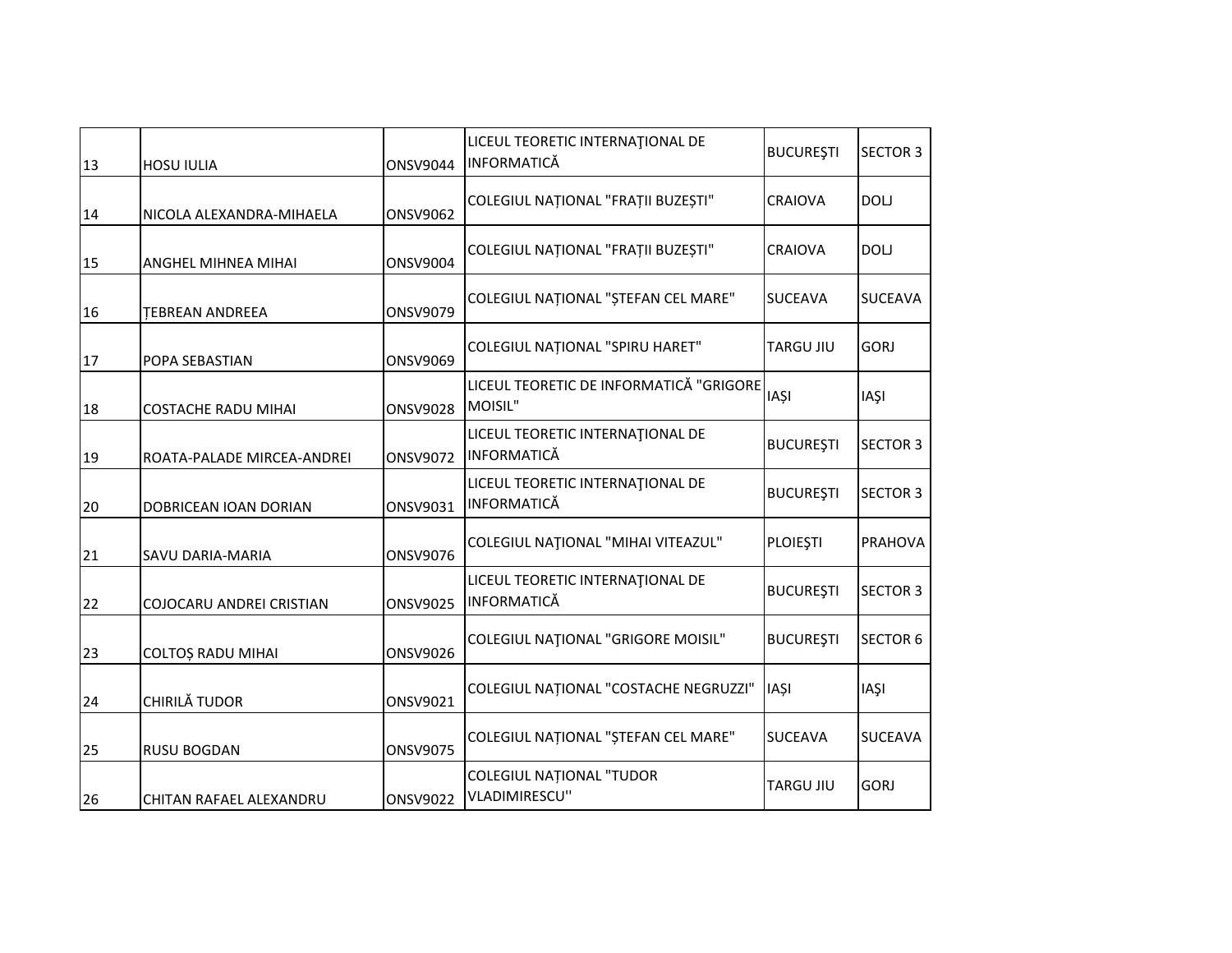| | | | | | |
|---|---|---|---|---|---|
| 13 | HOSU IULIA | ONSV9044 | LICEUL TEORETIC INTERNAŢIONAL DE INFORMATICĂ | BUCUREŞTI | SECTOR 3 |
| 14 | NICOLA ALEXANDRA-MIHAELA | ONSV9062 | COLEGIUL NAȚIONAL "FRAȚII BUZEȘTI" | CRAIOVA | DOLJ |
| 15 | ANGHEL MIHNEA MIHAI | ONSV9004 | COLEGIUL NAȚIONAL "FRAȚII BUZEȘTI" | CRAIOVA | DOLJ |
| 16 | ȚEBREAN ANDREEA | ONSV9079 | COLEGIUL NAȚIONAL "ȘTEFAN CEL MARE" | SUCEAVA | SUCEAVA |
| 17 | POPA SEBASTIAN | ONSV9069 | COLEGIUL NAȚIONAL "SPIRU HARET" | TARGU JIU | GORJ |
| 18 | COSTACHE RADU MIHAI | ONSV9028 | LICEUL TEORETIC DE INFORMATICĂ "GRIGORE MOISIL" | IAȘI | IAŞI |
| 19 | ROATA-PALADE MIRCEA-ANDREI | ONSV9072 | LICEUL TEORETIC INTERNAŢIONAL DE INFORMATICĂ | BUCUREŞTI | SECTOR 3 |
| 20 | DOBRICEAN IOAN DORIAN | ONSV9031 | LICEUL TEORETIC INTERNAŢIONAL DE INFORMATICĂ | BUCUREŞTI | SECTOR 3 |
| 21 | SAVU DARIA-MARIA | ONSV9076 | COLEGIUL NAȚIONAL "MIHAI VITEAZUL" | PLOIEŞTI | PRAHOVA |
| 22 | COJOCARU ANDREI CRISTIAN | ONSV9025 | LICEUL TEORETIC INTERNAŢIONAL DE INFORMATICĂ | BUCUREŞTI | SECTOR 3 |
| 23 | COLTOȘ RADU MIHAI | ONSV9026 | COLEGIUL NAŢIONAL "GRIGORE MOISIL" | BUCUREŞTI | SECTOR 6 |
| 24 | CHIRILĂ TUDOR | ONSV9021 | COLEGIUL NAȚIONAL "COSTACHE NEGRUZZI" | IAȘI | IAŞI |
| 25 | RUSU BOGDAN | ONSV9075 | COLEGIUL NAȚIONAL "ȘTEFAN CEL MARE" | SUCEAVA | SUCEAVA |
| 26 | CHITAN RAFAEL ALEXANDRU | ONSV9022 | COLEGIUL NAȚIONAL "TUDOR VLADIMIRESCU'' | TARGU JIU | GORJ |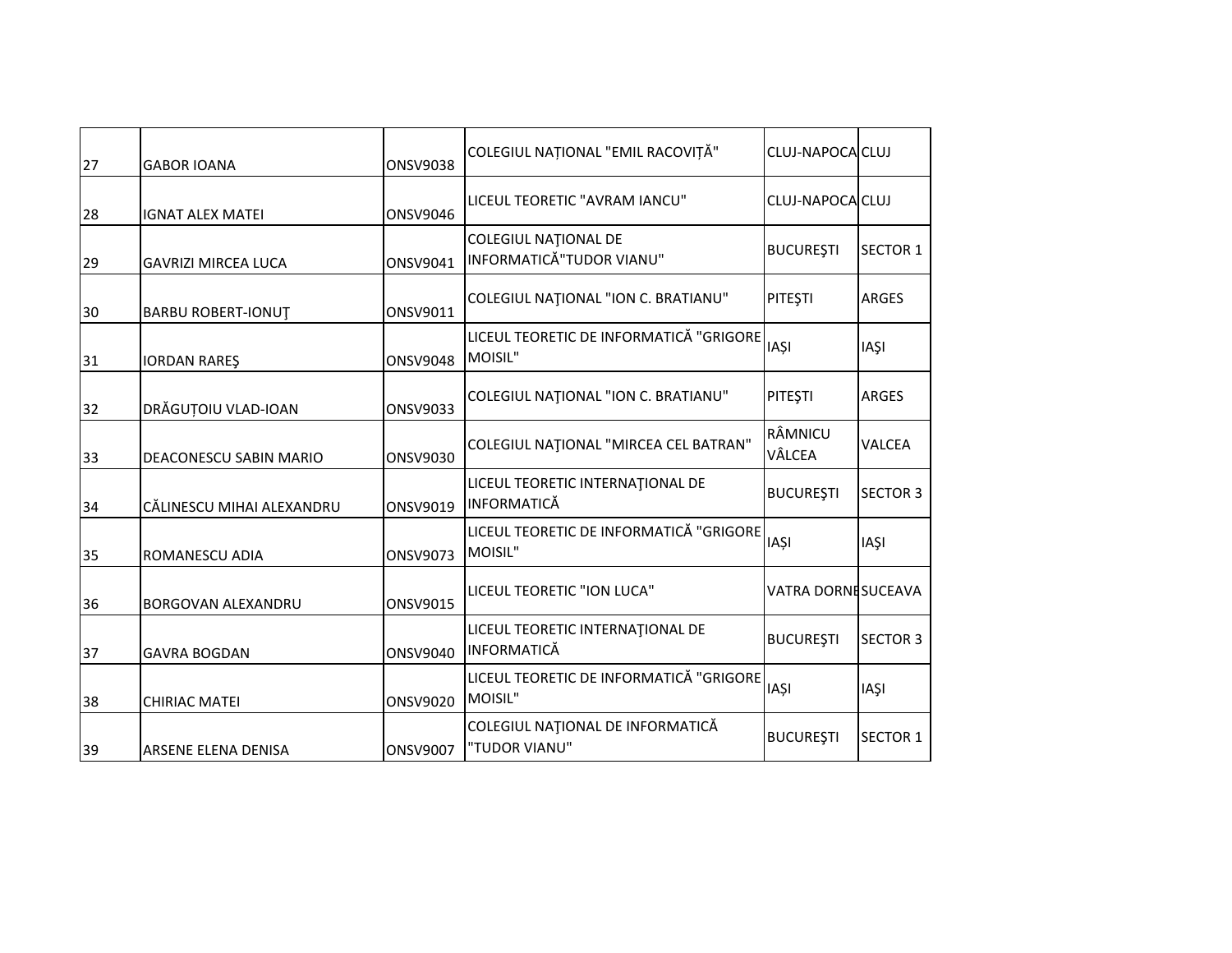| | | | | | |
|---|---|---|---|---|---|
| 27 | GABOR IOANA | ONSV9038 | COLEGIUL NAȚIONAL "EMIL RACOVIȚĂ" | CLUJ-NAPOCA | CLUJ |
| 28 | IGNAT ALEX MATEI | ONSV9046 | LICEUL TEORETIC "AVRAM IANCU" | CLUJ-NAPOCA | CLUJ |
| 29 | GAVRIZI MIRCEA LUCA | ONSV9041 | COLEGIUL NAŢIONAL DE INFORMATICĂ"TUDOR VIANU" | BUCUREŞTI | SECTOR 1 |
| 30 | BARBU ROBERT-IONUŢ | ONSV9011 | COLEGIUL NAŢIONAL "ION C. BRATIANU" | PITEŞTI | ARGES |
| 31 | IORDAN RAREŞ | ONSV9048 | LICEUL TEORETIC DE INFORMATICĂ "GRIGORE MOISIL" | IAȘI | IAŞI |
| 32 | DRĂGUȚOIU VLAD-IOAN | ONSV9033 | COLEGIUL NAŢIONAL "ION C. BRATIANU" | PITEŞTI | ARGES |
| 33 | DEACONESCU SABIN MARIO | ONSV9030 | COLEGIUL NAŢIONAL "MIRCEA CEL BATRAN" | RÂMNICU VÂLCEA | VALCEA |
| 34 | CĂLINESCU MIHAI ALEXANDRU | ONSV9019 | LICEUL TEORETIC INTERNAŢIONAL DE INFORMATICĂ | BUCUREŞTI | SECTOR 3 |
| 35 | ROMANESCU ADIA | ONSV9073 | LICEUL TEORETIC DE INFORMATICĂ "GRIGORE MOISIL" | IAȘI | IAŞI |
| 36 | BORGOVAN ALEXANDRU | ONSV9015 | LICEUL TEORETIC "ION LUCA" | VATRA DORNE | SUCEAVA |
| 37 | GAVRA BOGDAN | ONSV9040 | LICEUL TEORETIC INTERNAŢIONAL DE INFORMATICĂ | BUCUREŞTI | SECTOR 3 |
| 38 | CHIRIAC MATEI | ONSV9020 | LICEUL TEORETIC DE INFORMATICĂ "GRIGORE MOISIL" | IAȘI | IAŞI |
| 39 | ARSENE ELENA DENISA | ONSV9007 | COLEGIUL NAŢIONAL DE INFORMATICĂ "TUDOR VIANU" | BUCUREŞTI | SECTOR 1 |